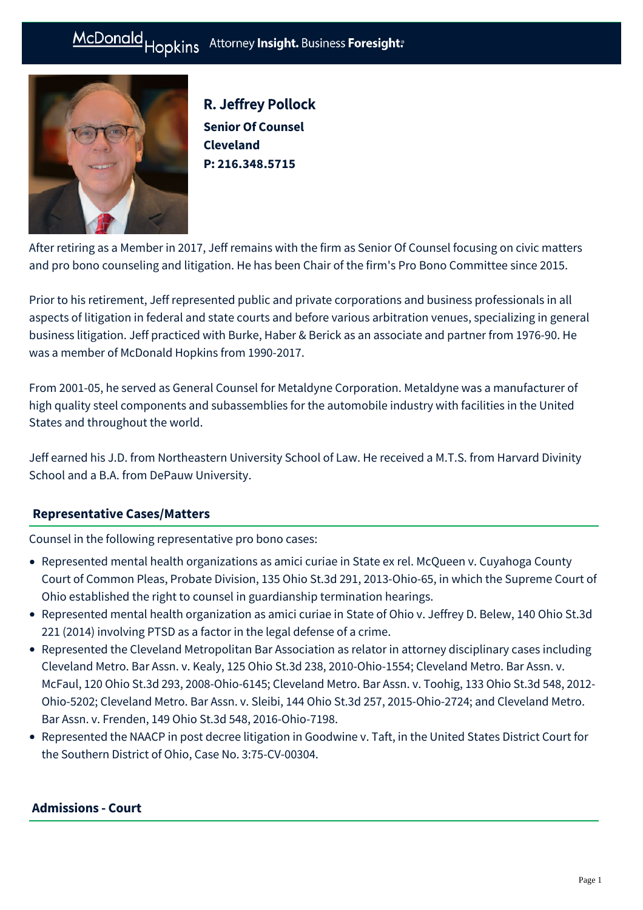# R. Jeffrey Pollock

**Senior Of Counsel**
**Cleveland**
**P: 216.348.5715**

After retiring as a Member in 2017, Jeff remains with the firm as Senior Of Counsel focusing on civic matters and pro bono counseling and litigation. He has been Chair of the firm's Pro Bono Committee since 2015.

Prior to his retirement, Jeff represented public and private corporations and business professionals in all aspects of litigation in federal and state courts and before various arbitration venues, specializing in general business litigation. Jeff practiced with Burke, Haber & Berick as an associate and partner from 1976-90. He was a member of McDonald Hopkins from 1990-2017.

From 2001-05, he served as General Counsel for Metaldyne Corporation. Metaldyne was a manufacturer of high quality steel components and subassemblies for the automobile industry with facilities in the United States and throughout the world.

Jeff earned his J.D. from Northeastern University School of Law. He received a M.T.S. from Harvard Divinity School and a B.A. from DePauw University.

## Representative Cases/Matters

Counsel in the following representative pro bono cases:

- Represented mental health organizations as amici curiae in State ex rel. McQueen v. Cuyahoga County Court of Common Pleas, Probate Division, 135 Ohio St.3d 291, 2013-Ohio-65, in which the Supreme Court of Ohio established the right to counsel in guardianship termination hearings.
- Represented mental health organization as amici curiae in State of Ohio v. Jeffrey D. Belew, 140 Ohio St.3d 221 (2014) involving PTSD as a factor in the legal defense of a crime.
- Represented the Cleveland Metropolitan Bar Association as relator in attorney disciplinary cases including Cleveland Metro. Bar Assn. v. Kealy, 125 Ohio St.3d 238, 2010-Ohio-1554; Cleveland Metro. Bar Assn. v. McFaul, 120 Ohio St.3d 293, 2008-Ohio-6145; Cleveland Metro. Bar Assn. v. Toohig, 133 Ohio St.3d 548, 2012-Ohio-5202; Cleveland Metro. Bar Assn. v. Sleibi, 144 Ohio St.3d 257, 2015-Ohio-2724; and Cleveland Metro. Bar Assn. v. Frenden, 149 Ohio St.3d 548, 2016-Ohio-7198.
- Represented the NAACP in post decree litigation in Goodwine v. Taft, in the United States District Court for the Southern District of Ohio, Case No. 3:75-CV-00304.

## Admissions - Court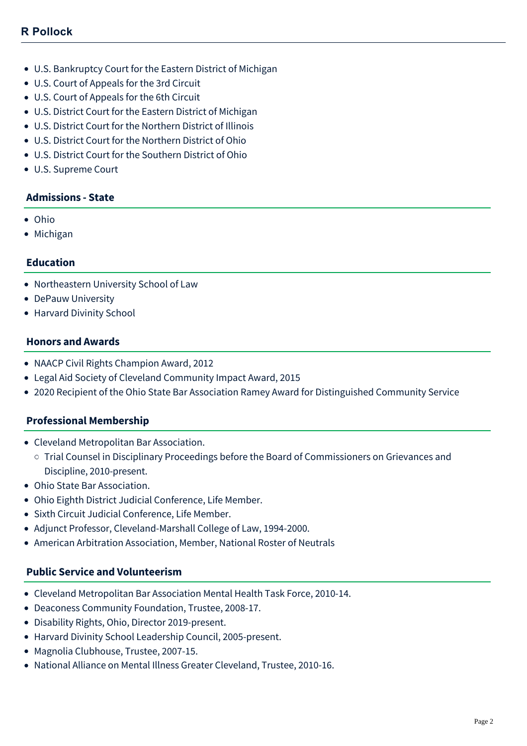- U.S. Bankruptcy Court for the Eastern District of Michigan
- U.S. Court of Appeals for the 3rd Circuit
- U.S. Court of Appeals for the 6th Circuit
- U.S. District Court for the Eastern District of Michigan
- U.S. District Court for the Northern District of Illinois
- U.S. District Court for the Northern District of Ohio
- U.S. District Court for the Southern District of Ohio
- U.S. Supreme Court

### Admissions - State

- Ohio
- Michigan

### Education

- Northeastern University School of Law
- DePauw University
- Harvard Divinity School

### Honors and Awards

- NAACP Civil Rights Champion Award, 2012
- Legal Aid Society of Cleveland Community Impact Award, 2015
- 2020 Recipient of the Ohio State Bar Association Ramey Award for Distinguished Community Service

### Professional Membership

- Cleveland Metropolitan Bar Association.
  - Trial Counsel in Disciplinary Proceedings before the Board of Commissioners on Grievances and Discipline, 2010-present.
- Ohio State Bar Association.
- Ohio Eighth District Judicial Conference, Life Member.
- Sixth Circuit Judicial Conference, Life Member.
- Adjunct Professor, Cleveland-Marshall College of Law, 1994-2000.
- American Arbitration Association, Member, National Roster of Neutrals

### Public Service and Volunteerism

- Cleveland Metropolitan Bar Association Mental Health Task Force, 2010-14.
- Deaconess Community Foundation, Trustee, 2008-17.
- Disability Rights, Ohio, Director 2019-present.
- Harvard Divinity School Leadership Council, 2005-present.
- Magnolia Clubhouse, Trustee, 2007-15.
- National Alliance on Mental Illness Greater Cleveland, Trustee, 2010-16.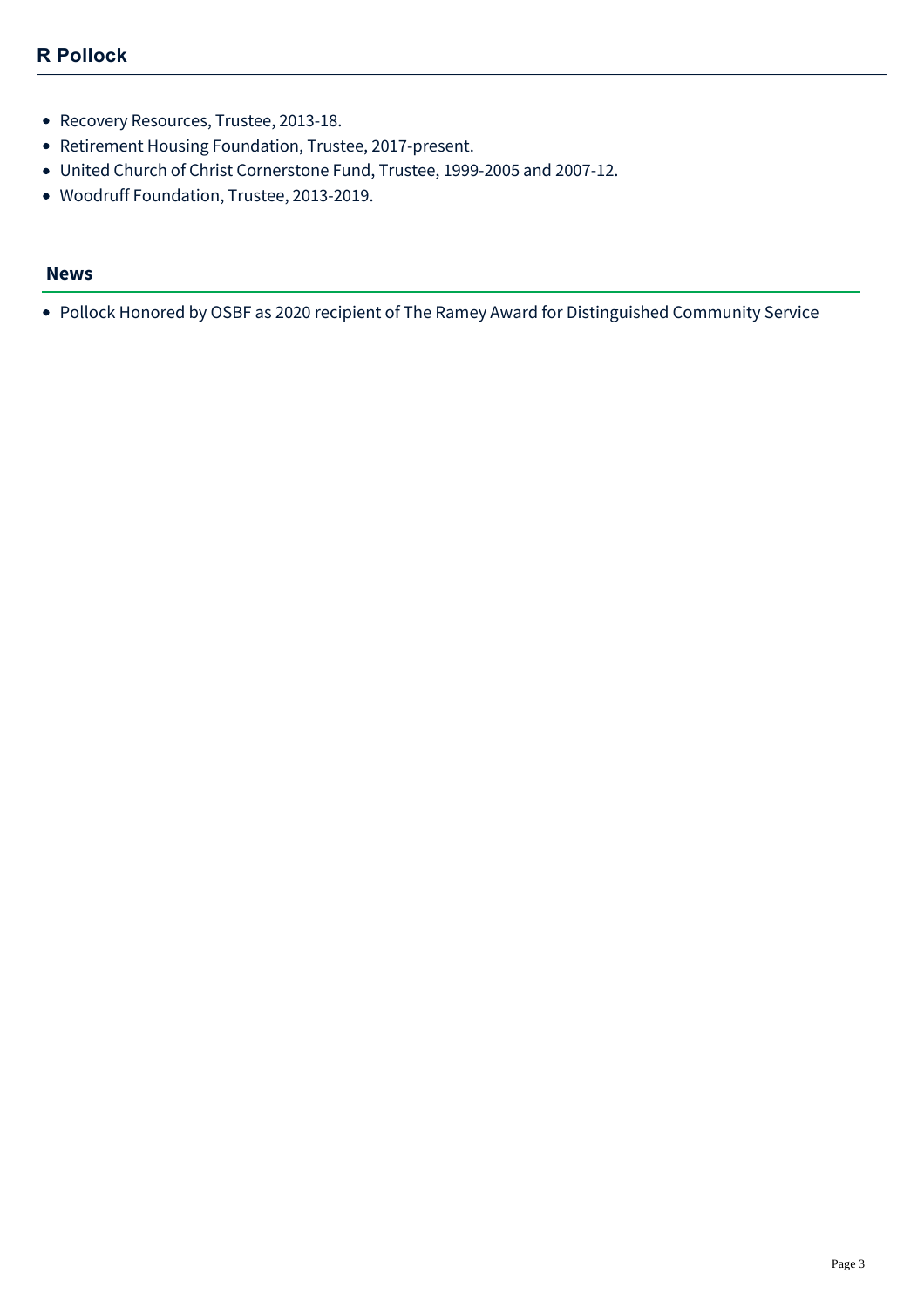- Recovery Resources, Trustee, 2013-18.
- Retirement Housing Foundation, Trustee, 2017-present.
- United Church of Christ Cornerstone Fund, Trustee, 1999-2005 and 2007-12.
- Woodruff Foundation, Trustee, 2013-2019.

## News

- Pollock Honored by OSBF as 2020 recipient of The Ramey Award for Distinguished Community Service